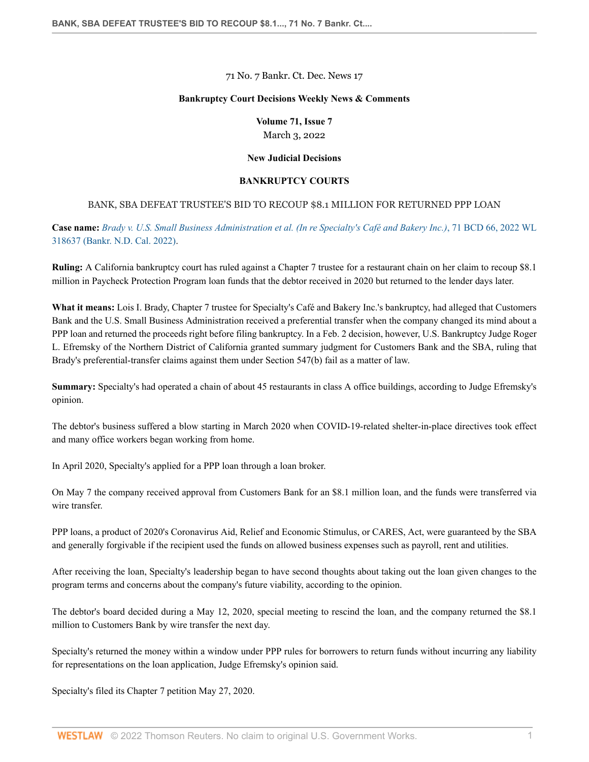71 No. 7 Bankr. Ct. Dec. News 17

**Bankruptcy Court Decisions Weekly News & Comments**

**Volume 71, Issue 7**
March 3, 2022

**New Judicial Decisions**

**BANKRUPTCY COURTS**

BANK, SBA DEFEAT TRUSTEE'S BID TO RECOUP $8.1 MILLION FOR RETURNED PPP LOAN

**Case name:** *Brady v. U.S. Small Business Administration et al. (In re Specialty's Café and Bakery Inc.)*, 71 BCD 66, 2022 WL 318637 (Bankr. N.D. Cal. 2022).

**Ruling:** A California bankruptcy court has ruled against a Chapter 7 trustee for a restaurant chain on her claim to recoup $8.1 million in Paycheck Protection Program loan funds that the debtor received in 2020 but returned to the lender days later.

**What it means:** Lois I. Brady, Chapter 7 trustee for Specialty's Café and Bakery Inc.'s bankruptcy, had alleged that Customers Bank and the U.S. Small Business Administration received a preferential transfer when the company changed its mind about a PPP loan and returned the proceeds right before filing bankruptcy. In a Feb. 2 decision, however, U.S. Bankruptcy Judge Roger L. Efremsky of the Northern District of California granted summary judgment for Customers Bank and the SBA, ruling that Brady's preferential-transfer claims against them under Section 547(b) fail as a matter of law.

**Summary:** Specialty's had operated a chain of about 45 restaurants in class A office buildings, according to Judge Efremsky's opinion.

The debtor's business suffered a blow starting in March 2020 when COVID-19-related shelter-in-place directives took effect and many office workers began working from home.

In April 2020, Specialty's applied for a PPP loan through a loan broker.

On May 7 the company received approval from Customers Bank for an $8.1 million loan, and the funds were transferred via wire transfer.

PPP loans, a product of 2020's Coronavirus Aid, Relief and Economic Stimulus, or CARES, Act, were guaranteed by the SBA and generally forgivable if the recipient used the funds on allowed business expenses such as payroll, rent and utilities.

After receiving the loan, Specialty's leadership began to have second thoughts about taking out the loan given changes to the program terms and concerns about the company's future viability, according to the opinion.

The debtor's board decided during a May 12, 2020, special meeting to rescind the loan, and the company returned the $8.1 million to Customers Bank by wire transfer the next day.

Specialty's returned the money within a window under PPP rules for borrowers to return funds without incurring any liability for representations on the loan application, Judge Efremsky's opinion said.

Specialty's filed its Chapter 7 petition May 27, 2020.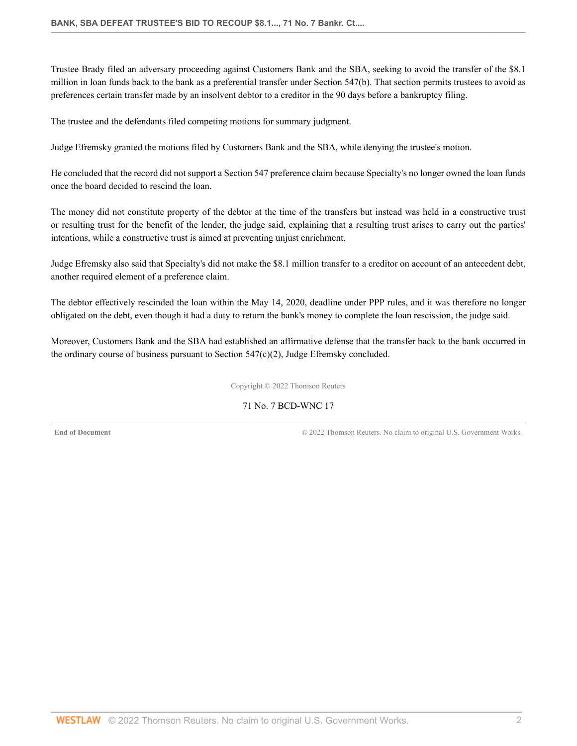Trustee Brady filed an adversary proceeding against Customers Bank and the SBA, seeking to avoid the transfer of the $8.1 million in loan funds back to the bank as a preferential transfer under Section 547(b). That section permits trustees to avoid as preferences certain transfer made by an insolvent debtor to a creditor in the 90 days before a bankruptcy filing.

The trustee and the defendants filed competing motions for summary judgment.

Judge Efremsky granted the motions filed by Customers Bank and the SBA, while denying the trustee's motion.

He concluded that the record did not support a Section 547 preference claim because Specialty's no longer owned the loan funds once the board decided to rescind the loan.

The money did not constitute property of the debtor at the time of the transfers but instead was held in a constructive trust or resulting trust for the benefit of the lender, the judge said, explaining that a resulting trust arises to carry out the parties' intentions, while a constructive trust is aimed at preventing unjust enrichment.

Judge Efremsky also said that Specialty's did not make the $8.1 million transfer to a creditor on account of an antecedent debt, another required element of a preference claim.

The debtor effectively rescinded the loan within the May 14, 2020, deadline under PPP rules, and it was therefore no longer obligated on the debt, even though it had a duty to return the bank's money to complete the loan rescission, the judge said.

Moreover, Customers Bank and the SBA had established an affirmative defense that the transfer back to the bank occurred in the ordinary course of business pursuant to Section 547(c)(2), Judge Efremsky concluded.

Copyright © 2022 Thomson Reuters

71 No. 7 BCD-WNC 17

**End of Document** © 2022 Thomson Reuters. No claim to original U.S. Government Works.